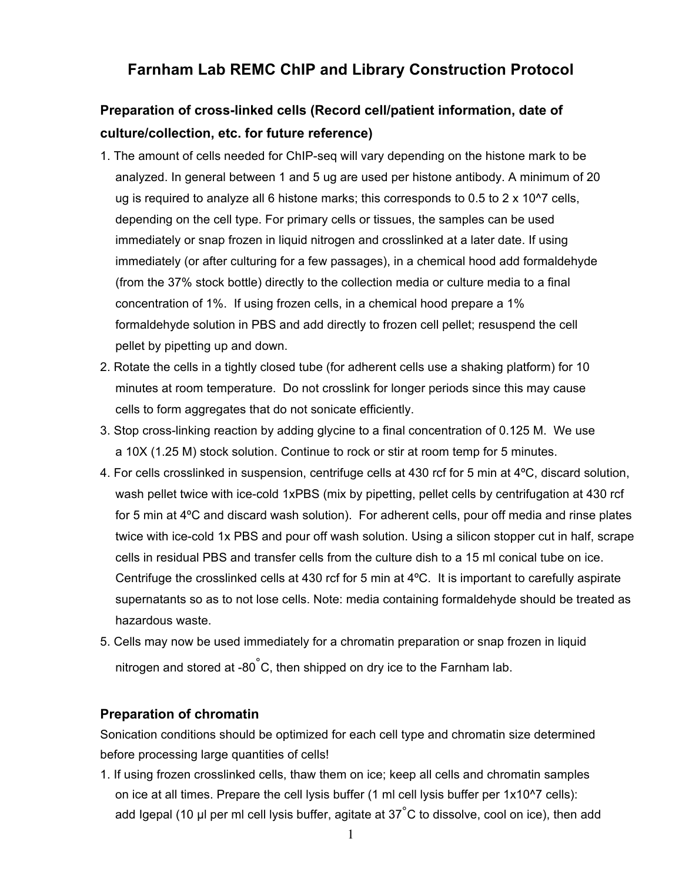# Farnham Lab REMC ChIP and Library Construction Protocol

## Preparation of cross-linked cells (Record cell/patient information, date of culture/collection, etc. for future reference)

1. The amount of cells needed for ChIP-seq will vary depending on the histone mark to be analyzed. In general between 1 and 5 ug are used per histone antibody. A minimum of 20 ug is required to analyze all 6 histone marks; this corresponds to 0.5 to 2 x 10^7 cells, depending on the cell type. For primary cells or tissues, the samples can be used immediately or snap frozen in liquid nitrogen and crosslinked at a later date. If using immediately (or after culturing for a few passages), in a chemical hood add formaldehyde (from the 37% stock bottle) directly to the collection media or culture media to a final concentration of 1%. If using frozen cells, in a chemical hood prepare a 1% formaldehyde solution in PBS and add directly to frozen cell pellet; resuspend the cell pellet by pipetting up and down.
2. Rotate the cells in a tightly closed tube (for adherent cells use a shaking platform) for 10 minutes at room temperature. Do not crosslink for longer periods since this may cause cells to form aggregates that do not sonicate efficiently.
3. Stop cross-linking reaction by adding glycine to a final concentration of 0.125 M. We use a 10X (1.25 M) stock solution. Continue to rock or stir at room temp for 5 minutes.
4. For cells crosslinked in suspension, centrifuge cells at 430 rcf for 5 min at 4ºC, discard solution, wash pellet twice with ice-cold 1xPBS (mix by pipetting, pellet cells by centrifugation at 430 rcf for 5 min at 4ºC and discard wash solution). For adherent cells, pour off media and rinse plates twice with ice-cold 1x PBS and pour off wash solution. Using a silicon stopper cut in half, scrape cells in residual PBS and transfer cells from the culture dish to a 15 ml conical tube on ice. Centrifuge the crosslinked cells at 430 rcf for 5 min at 4ºC. It is important to carefully aspirate supernatants so as to not lose cells. Note: media containing formaldehyde should be treated as hazardous waste.
5. Cells may now be used immediately for a chromatin preparation or snap frozen in liquid nitrogen and stored at -80˚C, then shipped on dry ice to the Farnham lab.

## Preparation of chromatin

Sonication conditions should be optimized for each cell type and chromatin size determined before processing large quantities of cells!

1. If using frozen crosslinked cells, thaw them on ice; keep all cells and chromatin samples on ice at all times. Prepare the cell lysis buffer (1 ml cell lysis buffer per 1x10^7 cells): add Igepal (10 µl per ml cell lysis buffer, agitate at 37˚C to dissolve, cool on ice), then add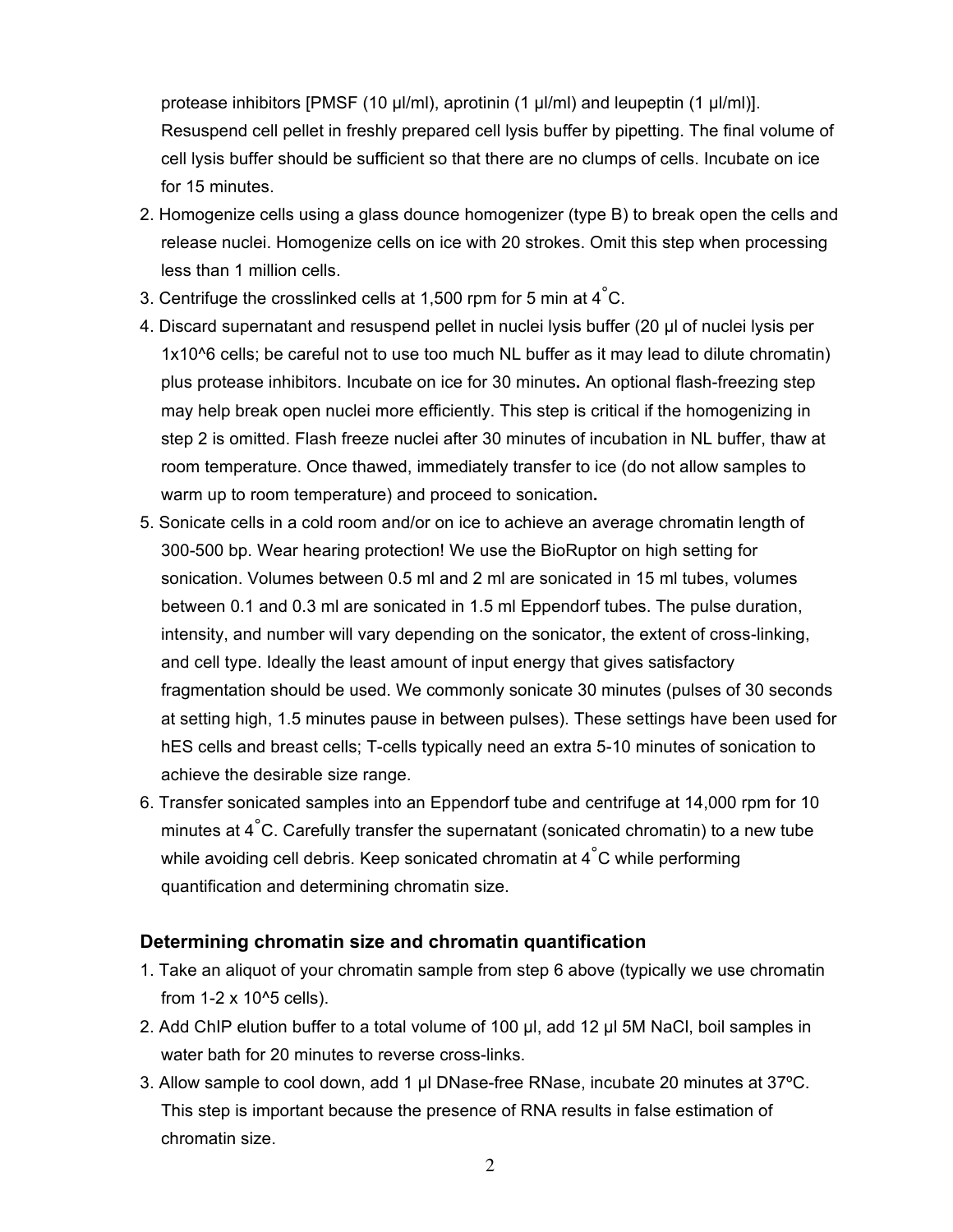protease inhibitors [PMSF (10 µl/ml), aprotinin (1 µl/ml) and leupeptin (1 µl/ml)]. Resuspend cell pellet in freshly prepared cell lysis buffer by pipetting. The final volume of cell lysis buffer should be sufficient so that there are no clumps of cells. Incubate on ice for 15 minutes.

2. Homogenize cells using a glass dounce homogenizer (type B) to break open the cells and release nuclei. Homogenize cells on ice with 20 strokes. Omit this step when processing less than 1 million cells.
3. Centrifuge the crosslinked cells at 1,500 rpm for 5 min at 4°C.
4. Discard supernatant and resuspend pellet in nuclei lysis buffer (20 µl of nuclei lysis per 1x10^6 cells; be careful not to use too much NL buffer as it may lead to dilute chromatin) plus protease inhibitors. Incubate on ice for 30 minutes**.** An optional flash-freezing step may help break open nuclei more efficiently. This step is critical if the homogenizing in step 2 is omitted. Flash freeze nuclei after 30 minutes of incubation in NL buffer, thaw at room temperature. Once thawed, immediately transfer to ice (do not allow samples to warm up to room temperature) and proceed to sonication**.**
5. Sonicate cells in a cold room and/or on ice to achieve an average chromatin length of 300-500 bp. Wear hearing protection! We use the BioRuptor on high setting for sonication. Volumes between 0.5 ml and 2 ml are sonicated in 15 ml tubes, volumes between 0.1 and 0.3 ml are sonicated in 1.5 ml Eppendorf tubes. The pulse duration, intensity, and number will vary depending on the sonicator, the extent of cross-linking, and cell type. Ideally the least amount of input energy that gives satisfactory fragmentation should be used. We commonly sonicate 30 minutes (pulses of 30 seconds at setting high, 1.5 minutes pause in between pulses). These settings have been used for hES cells and breast cells; T-cells typically need an extra 5-10 minutes of sonication to achieve the desirable size range.
6. Transfer sonicated samples into an Eppendorf tube and centrifuge at 14,000 rpm for 10 minutes at 4°C. Carefully transfer the supernatant (sonicated chromatin) to a new tube while avoiding cell debris. Keep sonicated chromatin at 4°C while performing quantification and determining chromatin size.

### Determining chromatin size and chromatin quantification

1. Take an aliquot of your chromatin sample from step 6 above (typically we use chromatin from 1-2 x 10^5 cells).
2. Add ChIP elution buffer to a total volume of 100 µl, add 12 µl 5M NaCl, boil samples in water bath for 20 minutes to reverse cross-links.
3. Allow sample to cool down, add 1 µl DNase-free RNase, incubate 20 minutes at 37ºC. This step is important because the presence of RNA results in false estimation of chromatin size.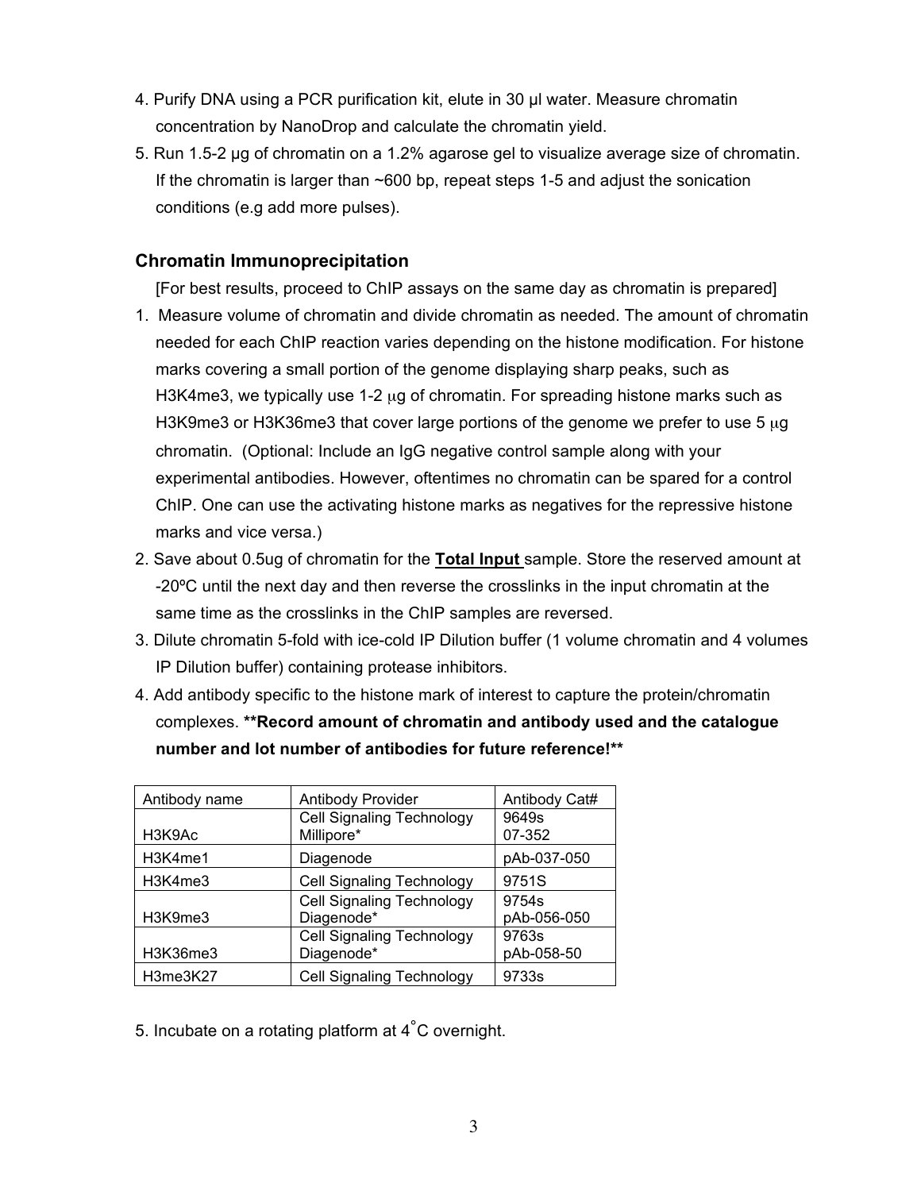4. Purify DNA using a PCR purification kit, elute in 30 µl water. Measure chromatin concentration by NanoDrop and calculate the chromatin yield.
5. Run 1.5-2 µg of chromatin on a 1.2% agarose gel to visualize average size of chromatin. If the chromatin is larger than ~600 bp, repeat steps 1-5 and adjust the sonication conditions (e.g add more pulses).

### Chromatin Immunoprecipitation

[For best results, proceed to ChIP assays on the same day as chromatin is prepared]

1. Measure volume of chromatin and divide chromatin as needed. The amount of chromatin needed for each ChIP reaction varies depending on the histone modification. For histone marks covering a small portion of the genome displaying sharp peaks, such as H3K4me3, we typically use 1-2 µg of chromatin. For spreading histone marks such as H3K9me3 or H3K36me3 that cover large portions of the genome we prefer to use 5 µg chromatin. (Optional: Include an IgG negative control sample along with your experimental antibodies. However, oftentimes no chromatin can be spared for a control ChIP. One can use the activating histone marks as negatives for the repressive histone marks and vice versa.)
2. Save about 0.5ug of chromatin for the **Total Input** sample. Store the reserved amount at -20ºC until the next day and then reverse the crosslinks in the input chromatin at the same time as the crosslinks in the ChIP samples are reversed.
3. Dilute chromatin 5-fold with ice-cold IP Dilution buffer (1 volume chromatin and 4 volumes IP Dilution buffer) containing protease inhibitors.
4. Add antibody specific to the histone mark of interest to capture the protein/chromatin complexes. **\*\*Record amount of chromatin and antibody used and the catalogue number and lot number of antibodies for future reference!\*\***

| Antibody name | Antibody Provider | Antibody Cat# |
|---|---|---|
| H3K9Ac | Cell Signaling Technology<br>Millipore* | 9649s<br>07-352 |
| H3K4me1 | Diagenode | pAb-037-050 |
| H3K4me3 | Cell Signaling Technology | 9751S |
| H3K9me3 | Cell Signaling Technology<br>Diagenode* | 9754s<br>pAb-056-050 |
| H3K36me3 | Cell Signaling Technology<br>Diagenode* | 9763s<br>pAb-058-50 |
| H3me3K27 | Cell Signaling Technology | 9733s |

5. Incubate on a rotating platform at 4°C overnight.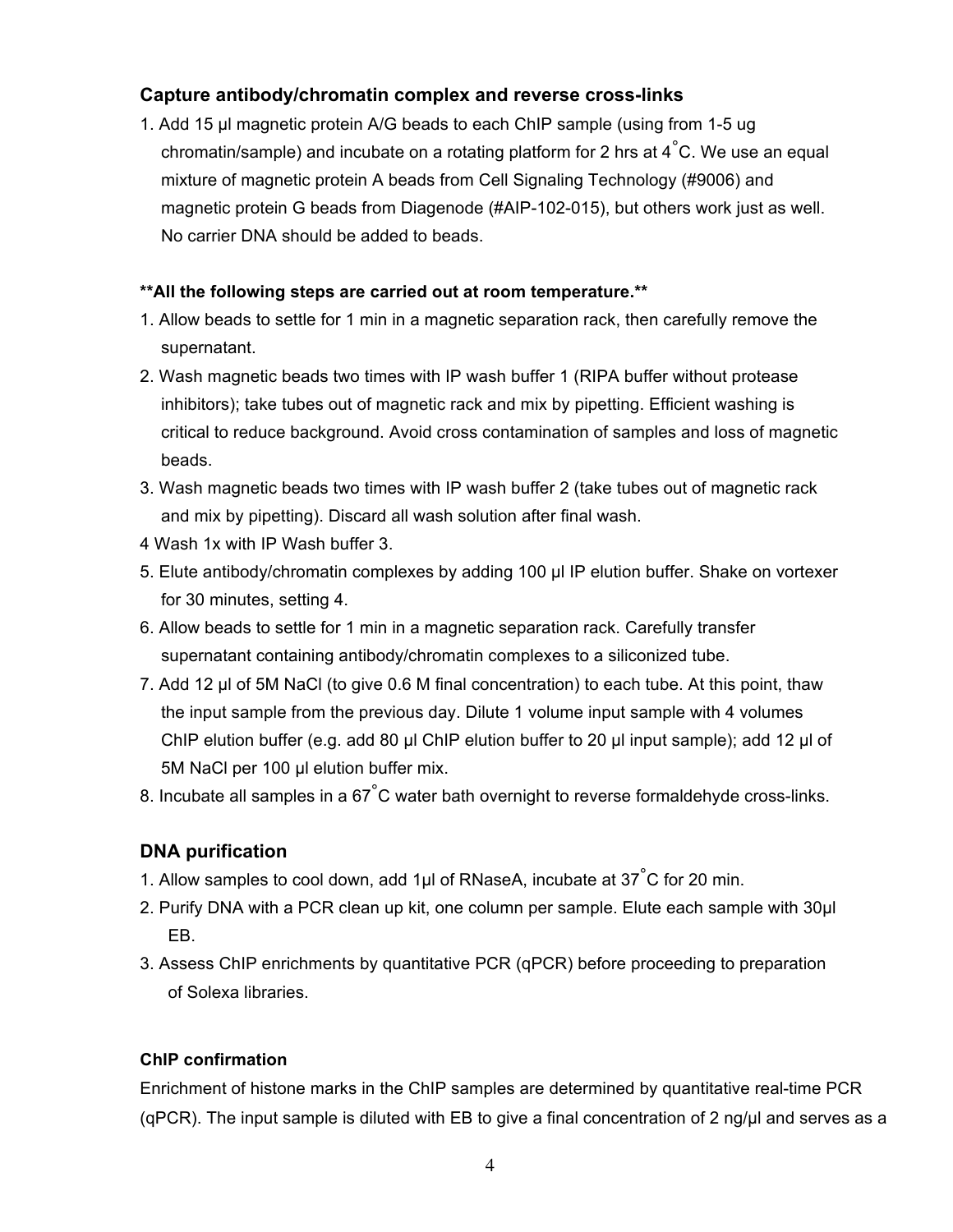### Capture antibody/chromatin complex and reverse cross-links

1. Add 15 µl magnetic protein A/G beads to each ChIP sample (using from 1-5 ug chromatin/sample) and incubate on a rotating platform for 2 hrs at 4˚C. We use an equal mixture of magnetic protein A beads from Cell Signaling Technology (#9006) and magnetic protein G beads from Diagenode (#AIP-102-015), but others work just as well. No carrier DNA should be added to beads.

**\*\*All the following steps are carried out at room temperature.\*\***

1. Allow beads to settle for 1 min in a magnetic separation rack, then carefully remove the supernatant.
2. Wash magnetic beads two times with IP wash buffer 1 (RIPA buffer without protease inhibitors); take tubes out of magnetic rack and mix by pipetting. Efficient washing is critical to reduce background. Avoid cross contamination of samples and loss of magnetic beads.
3. Wash magnetic beads two times with IP wash buffer 2 (take tubes out of magnetic rack and mix by pipetting). Discard all wash solution after final wash.
4 Wash 1x with IP Wash buffer 3.
5. Elute antibody/chromatin complexes by adding 100 µl IP elution buffer. Shake on vortexer for 30 minutes, setting 4.
6. Allow beads to settle for 1 min in a magnetic separation rack. Carefully transfer supernatant containing antibody/chromatin complexes to a siliconized tube.
7. Add 12 µl of 5M NaCl (to give 0.6 M final concentration) to each tube. At this point, thaw the input sample from the previous day. Dilute 1 volume input sample with 4 volumes ChIP elution buffer (e.g. add 80 µl ChIP elution buffer to 20 µl input sample); add 12 µl of 5M NaCl per 100 µl elution buffer mix.
8. Incubate all samples in a 67˚C water bath overnight to reverse formaldehyde cross-links.

### DNA purification

1. Allow samples to cool down, add 1µl of RNaseA, incubate at 37˚C for 20 min.
2. Purify DNA with a PCR clean up kit, one column per sample. Elute each sample with 30µl EB.
3. Assess ChIP enrichments by quantitative PCR (qPCR) before proceeding to preparation of Solexa libraries.

#### ChIP confirmation

Enrichment of histone marks in the ChIP samples are determined by quantitative real-time PCR (qPCR). The input sample is diluted with EB to give a final concentration of 2 ng/µl and serves as a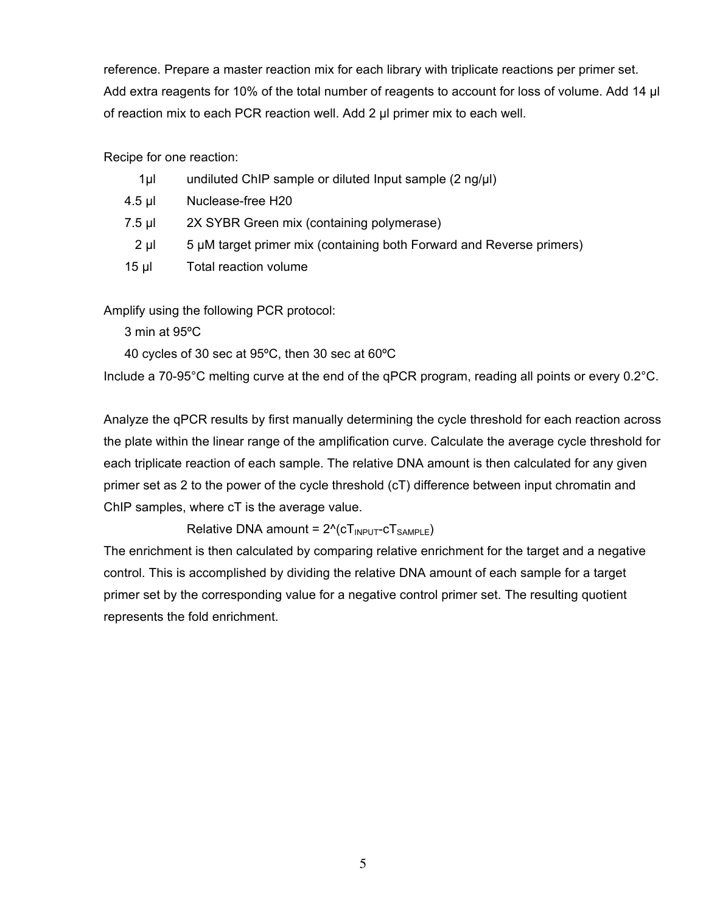reference. Prepare a master reaction mix for each library with triplicate reactions per primer set. Add extra reagents for 10% of the total number of reagents to account for loss of volume. Add 14 µl of reaction mix to each PCR reaction well. Add 2 µl primer mix to each well.

Recipe for one reaction:

| | |
|---|---|
| 1µl | undiluted ChIP sample or diluted Input sample (2 ng/µl) |
| 4.5 µl | Nuclease-free H20 |
| 7.5 µl | 2X SYBR Green mix (containing polymerase) |
| 2 µl | 5 µM target primer mix (containing both Forward and Reverse primers) |
| 15 µl | Total reaction volume |

Amplify using the following PCR protocol:

3 min at 95ºC

40 cycles of 30 sec at 95ºC, then 30 sec at 60ºC

Include a 70-95°C melting curve at the end of the qPCR program, reading all points or every 0.2°C.

Analyze the qPCR results by first manually determining the cycle threshold for each reaction across the plate within the linear range of the amplification curve. Calculate the average cycle threshold for each triplicate reaction of each sample. The relative DNA amount is then calculated for any given primer set as 2 to the power of the cycle threshold (cT) difference between input chromatin and ChIP samples, where cT is the average value.

$$\text{Relative DNA amount} = 2^{(cT_{INPUT} - cT_{SAMPLE})}$$

The enrichment is then calculated by comparing relative enrichment for the target and a negative control. This is accomplished by dividing the relative DNA amount of each sample for a target primer set by the corresponding value for a negative control primer set. The resulting quotient represents the fold enrichment.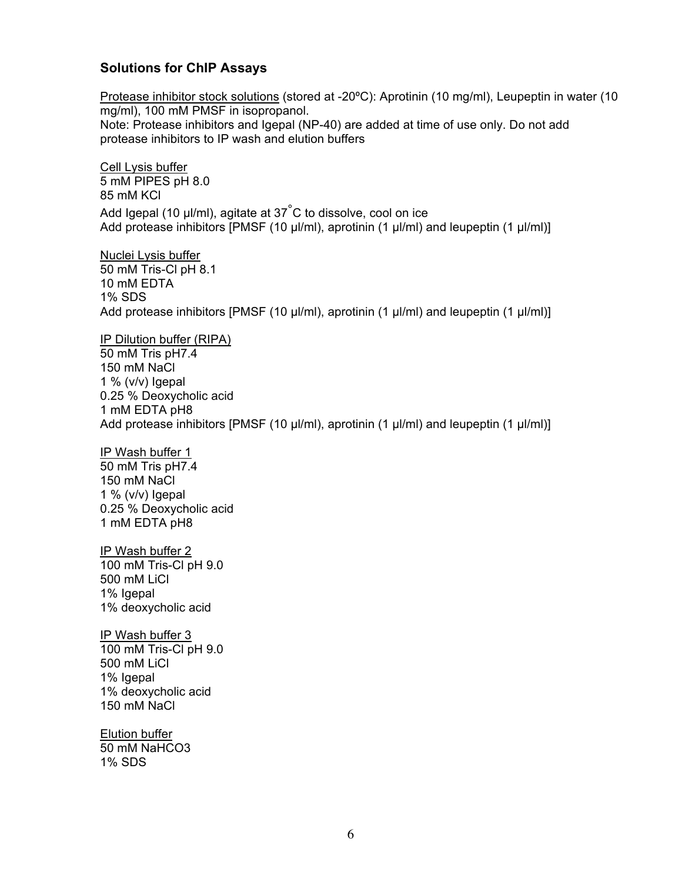## Solutions for ChIP Assays

Protease inhibitor stock solutions (stored at -20ºC): Aprotinin (10 mg/ml), Leupeptin in water (10 mg/ml), 100 mM PMSF in isopropanol.
Note: Protease inhibitors and Igepal (NP-40) are added at time of use only. Do not add protease inhibitors to IP wash and elution buffers

Cell Lysis buffer
5 mM PIPES pH 8.0
85 mM KCl
Add Igepal (10 µl/ml), agitate at 37°C to dissolve, cool on ice
Add protease inhibitors [PMSF (10 µl/ml), aprotinin (1 µl/ml) and leupeptin (1 µl/ml)]

Nuclei Lysis buffer
50 mM Tris-Cl pH 8.1
10 mM EDTA
1% SDS
Add protease inhibitors [PMSF (10 µl/ml), aprotinin (1 µl/ml) and leupeptin (1 µl/ml)]

IP Dilution buffer (RIPA)
50 mM Tris pH7.4
150 mM NaCl
1 % (v/v) Igepal
0.25 % Deoxycholic acid
1 mM EDTA pH8
Add protease inhibitors [PMSF (10 µl/ml), aprotinin (1 µl/ml) and leupeptin (1 µl/ml)]

IP Wash buffer 1
50 mM Tris pH7.4
150 mM NaCl
1 % (v/v) Igepal
0.25 % Deoxycholic acid
1 mM EDTA pH8

IP Wash buffer 2
100 mM Tris-Cl pH 9.0
500 mM LiCl
1% Igepal
1% deoxycholic acid

IP Wash buffer 3
100 mM Tris-Cl pH 9.0
500 mM LiCl
1% Igepal
1% deoxycholic acid
150 mM NaCl

Elution buffer
50 mM $NaHCO_3$
1% SDS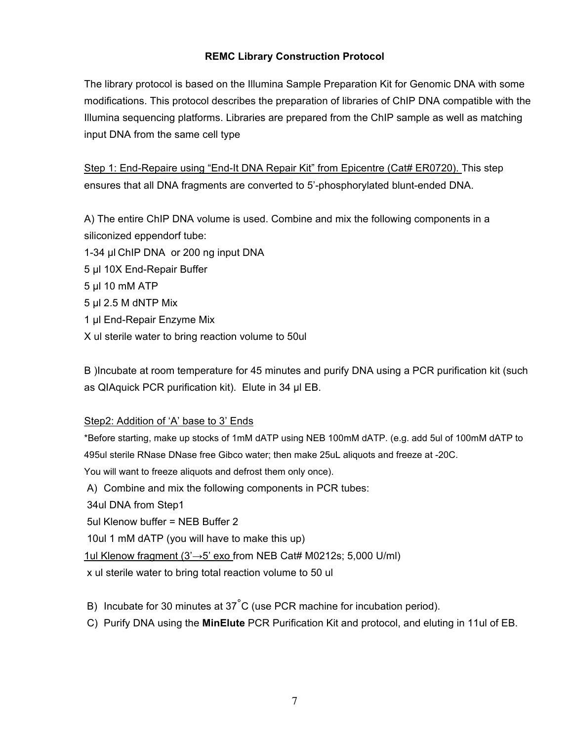**REMC Library Construction Protocol**

The library protocol is based on the Illumina Sample Preparation Kit for Genomic DNA with some modifications. This protocol describes the preparation of libraries of ChIP DNA compatible with the Illumina sequencing platforms. Libraries are prepared from the ChIP sample as well as matching input DNA from the same cell type

<u>Step 1: End-Repaire using "End-It DNA Repair Kit" from Epicentre (Cat# ER0720).</u> This step ensures that all DNA fragments are converted to 5'-phosphorylated blunt-ended DNA.

A) The entire ChIP DNA volume is used. Combine and mix the following components in a siliconized eppendorf tube:
1-34 µl ChIP DNA or 200 ng input DNA
5 µl 10X End-Repair Buffer
5 µl 10 mM ATP
5 µl 2.5 M dNTP Mix
1 µl End-Repair Enzyme Mix
X ul sterile water to bring reaction volume to 50ul

B )Incubate at room temperature for 45 minutes and purify DNA using a PCR purification kit (such as QIAquick PCR purification kit). Elute in 34 µl EB.

<u>Step2: Addition of 'A' base to 3' Ends</u>

*Before starting, make up stocks of 1mM dATP using NEB 100mM dATP. (e.g. add 5ul of 100mM dATP to 495ul sterile RNase DNase free Gibco water; then make 25uL aliquots and freeze at -20C.
You will want to freeze aliquots and defrost them only once).

A) Combine and mix the following components in PCR tubes:
34ul DNA from Step1
5ul Klenow buffer = NEB Buffer 2
10ul 1 mM dATP (you will have to make this up)
<u>1ul Klenow fragment (3'→5' exo</u> from NEB Cat# M0212s; 5,000 U/ml)
x ul sterile water to bring total reaction volume to 50 ul

B) Incubate for 30 minutes at 37°C (use PCR machine for incubation period).

C) Purify DNA using the **MinElute** PCR Purification Kit and protocol, and eluting in 11ul of EB.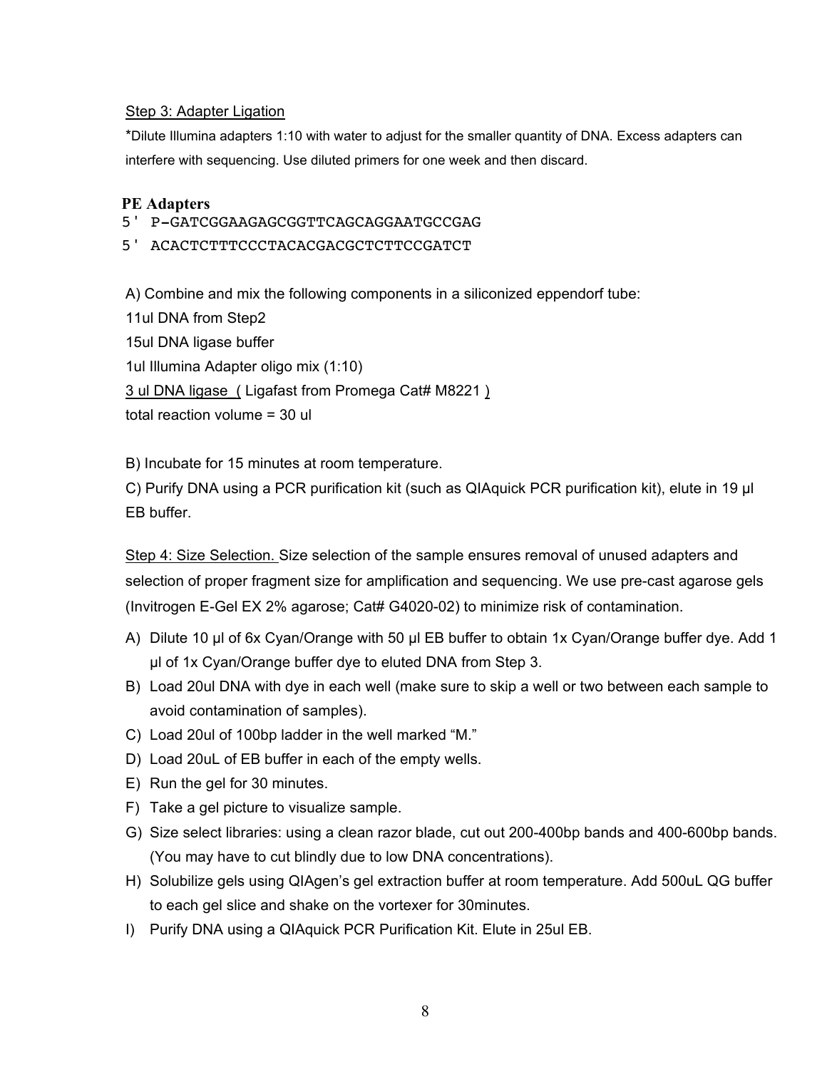Step 3: Adapter Ligation

*Dilute Illumina adapters 1:10 with water to adjust for the smaller quantity of DNA. Excess adapters can interfere with sequencing. Use diluted primers for one week and then discard.

**PE Adapters**

```
5' P-GATCGGAAGAGCGGTTCAGCAGGAATGCCGAG
5' ACACTCTTTCCCTACACGACGCTCTTCCGATCT
```

A) Combine and mix the following components in a siliconized eppendorf tube:

11ul DNA from Step2

15ul DNA ligase buffer

1ul Illumina Adapter oligo mix (1:10)

3 ul DNA ligase ( Ligafast from Promega Cat# M8221 )

total reaction volume = 30 ul

B) Incubate for 15 minutes at room temperature.

C) Purify DNA using a PCR purification kit (such as QIAquick PCR purification kit), elute in 19 µl EB buffer.

Step 4: Size Selection. Size selection of the sample ensures removal of unused adapters and selection of proper fragment size for amplification and sequencing. We use pre-cast agarose gels (Invitrogen E-Gel EX 2% agarose; Cat# G4020-02) to minimize risk of contamination.

A) Dilute 10 µl of 6x Cyan/Orange with 50 µl EB buffer to obtain 1x Cyan/Orange buffer dye. Add 1 µl of 1x Cyan/Orange buffer dye to eluted DNA from Step 3.
B) Load 20ul DNA with dye in each well (make sure to skip a well or two between each sample to avoid contamination of samples).
C) Load 20ul of 100bp ladder in the well marked "M."
D) Load 20uL of EB buffer in each of the empty wells.
E) Run the gel for 30 minutes.
F) Take a gel picture to visualize sample.
G) Size select libraries: using a clean razor blade, cut out 200-400bp bands and 400-600bp bands. (You may have to cut blindly due to low DNA concentrations).
H) Solubilize gels using QIAgen's gel extraction buffer at room temperature. Add 500uL QG buffer to each gel slice and shake on the vortexer for 30minutes.
I) Purify DNA using a QIAquick PCR Purification Kit. Elute in 25ul EB.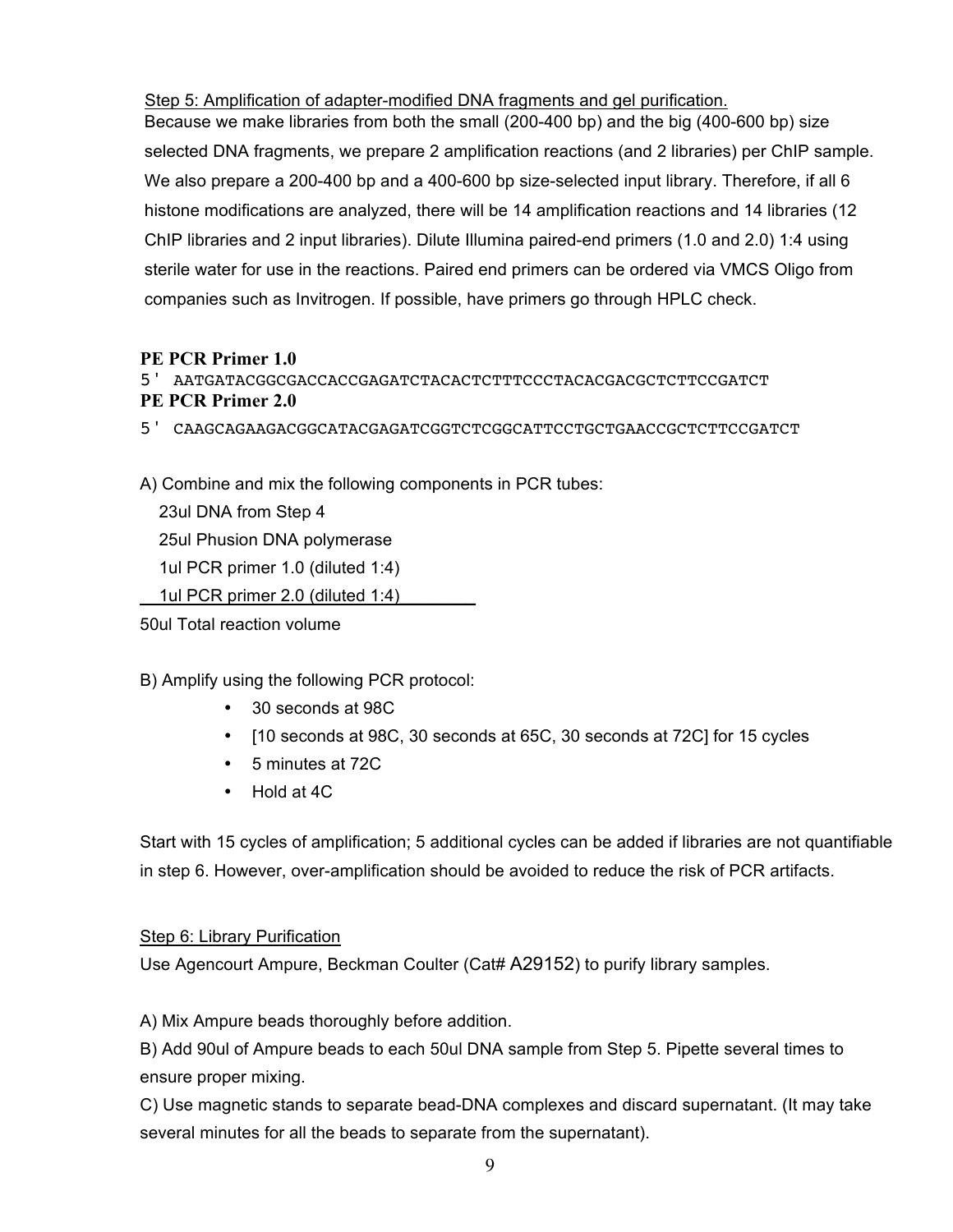Step 5: Amplification of adapter-modified DNA fragments and gel purification.

Because we make libraries from both the small (200-400 bp) and the big (400-600 bp) size selected DNA fragments, we prepare 2 amplification reactions (and 2 libraries) per ChIP sample. We also prepare a 200-400 bp and a 400-600 bp size-selected input library. Therefore, if all 6 histone modifications are analyzed, there will be 14 amplification reactions and 14 libraries (12 ChIP libraries and 2 input libraries). Dilute Illumina paired-end primers (1.0 and 2.0) 1:4 using sterile water for use in the reactions. Paired end primers can be ordered via VMCS Oligo from companies such as Invitrogen. If possible, have primers go through HPLC check.

**PE PCR Primer 1.0**

5' AATGATACGGCGACCACCGAGATCTACACTCTTTCCCTACACGACGCTCTTCCGATCT

**PE PCR Primer 2.0**

5' CAAGCAGAAGACGGCATACGAGATCGGTCTCGGCATTCCTGCTGAACCGCTCTTCCGATCT

A) Combine and mix the following components in PCR tubes:

23ul DNA from Step 4
25ul Phusion DNA polymerase
1ul PCR primer 1.0 (diluted 1:4)
1ul PCR primer 2.0 (diluted 1:4)
50ul Total reaction volume

B) Amplify using the following PCR protocol:

- 30 seconds at 98C
- [10 seconds at 98C, 30 seconds at 65C, 30 seconds at 72C] for 15 cycles
- 5 minutes at 72C
- Hold at 4C

Start with 15 cycles of amplification; 5 additional cycles can be added if libraries are not quantifiable in step 6. However, over-amplification should be avoided to reduce the risk of PCR artifacts.

Step 6: Library Purification

Use Agencourt Ampure, Beckman Coulter (Cat# A29152) to purify library samples.

A) Mix Ampure beads thoroughly before addition.

B) Add 90ul of Ampure beads to each 50ul DNA sample from Step 5. Pipette several times to ensure proper mixing.

C) Use magnetic stands to separate bead-DNA complexes and discard supernatant. (It may take several minutes for all the beads to separate from the supernatant).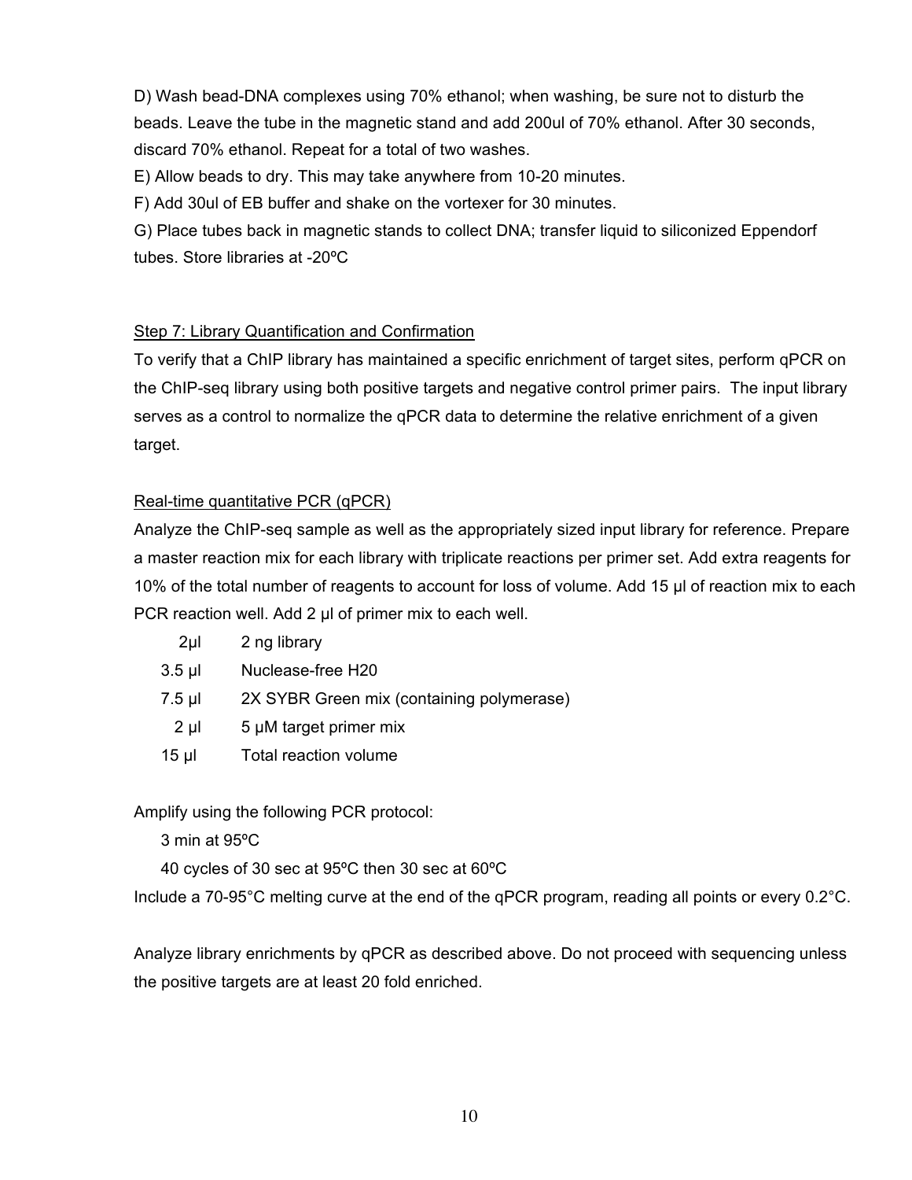D) Wash bead-DNA complexes using 70% ethanol; when washing, be sure not to disturb the beads. Leave the tube in the magnetic stand and add 200ul of 70% ethanol. After 30 seconds, discard 70% ethanol. Repeat for a total of two washes.

E) Allow beads to dry. This may take anywhere from 10-20 minutes.

F) Add 30ul of EB buffer and shake on the vortexer for 30 minutes.

G) Place tubes back in magnetic stands to collect DNA; transfer liquid to siliconized Eppendorf tubes. Store libraries at -20ºC

## Step 7: Library Quantification and Confirmation

To verify that a ChIP library has maintained a specific enrichment of target sites, perform qPCR on the ChIP-seq library using both positive targets and negative control primer pairs. The input library serves as a control to normalize the qPCR data to determine the relative enrichment of a given target.

### Real-time quantitative PCR (qPCR)

Analyze the ChIP-seq sample as well as the appropriately sized input library for reference. Prepare a master reaction mix for each library with triplicate reactions per primer set. Add extra reagents for 10% of the total number of reagents to account for loss of volume. Add 15 µl of reaction mix to each PCR reaction well. Add 2 µl of primer mix to each well.

| | |
|---|---|
| 2µl | 2 ng library |
| 3.5 µl | Nuclease-free H20 |
| 7.5 µl | 2X SYBR Green mix (containing polymerase) |
| 2 µl | 5 µM target primer mix |
| 15 µl | Total reaction volume |

Amplify using the following PCR protocol:

3 min at 95ºC

40 cycles of 30 sec at 95ºC then 30 sec at 60ºC

Include a 70-95°C melting curve at the end of the qPCR program, reading all points or every 0.2°C.

Analyze library enrichments by qPCR as described above. Do not proceed with sequencing unless the positive targets are at least 20 fold enriched.